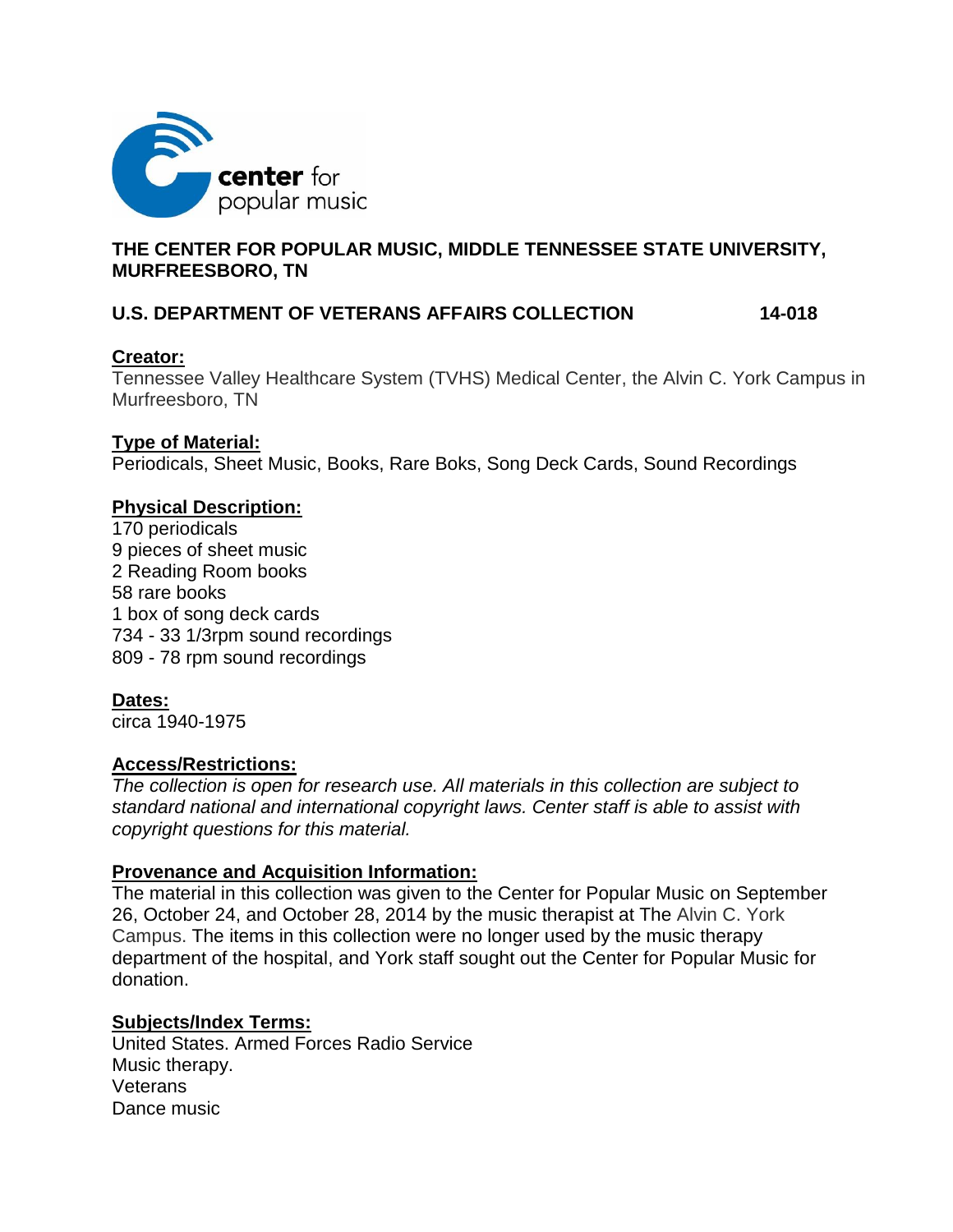**center** for popular music

## THE CENTER FOR POPULAR MUSIC, MIDDLE TENNESSEE STATE UNIVERSITY, MURFREESBORO, TN

## U.S. DEPARTMENT OF VETERANS AFFAIRS COLLECTION 14-018

**Creator:**
Tennessee Valley Healthcare System (TVHS) Medical Center, the Alvin C. York Campus in Murfreesboro, TN

**Type of Material:**
Periodicals, Sheet Music, Books, Rare Boks, Song Deck Cards, Sound Recordings

**Physical Description:**
170 periodicals
9 pieces of sheet music
2 Reading Room books
58 rare books
1 box of song deck cards
734 - 33 1/3rpm sound recordings
809 - 78 rpm sound recordings

**Dates:**
circa 1940-1975

**Access/Restrictions:**
*The collection is open for research use. All materials in this collection are subject to standard national and international copyright laws. Center staff is able to assist with copyright questions for this material.*

**Provenance and Acquisition Information:**
The material in this collection was given to the Center for Popular Music on September 26, October 24, and October 28, 2014 by the music therapist at The Alvin C. York Campus. The items in this collection were no longer used by the music therapy department of the hospital, and York staff sought out the Center for Popular Music for donation.

**Subjects/Index Terms:**
United States. Armed Forces Radio Service
Music therapy.
Veterans
Dance music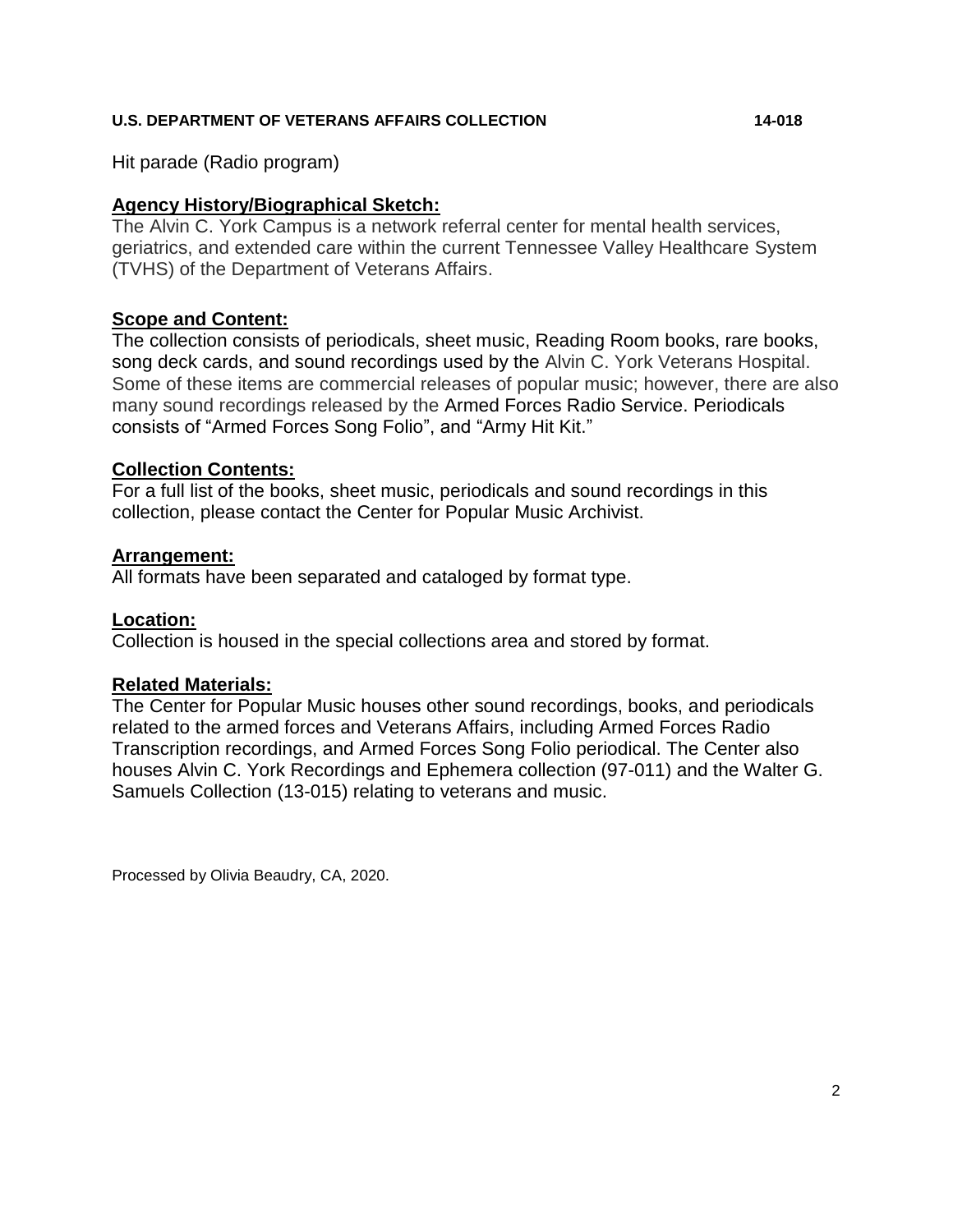Hit parade (Radio program)

## Agency History/Biographical Sketch:

The Alvin C. York Campus is a network referral center for mental health services, geriatrics, and extended care within the current Tennessee Valley Healthcare System (TVHS) of the Department of Veterans Affairs.

## Scope and Content:

The collection consists of periodicals, sheet music, Reading Room books, rare books, song deck cards, and sound recordings used by the Alvin C. York Veterans Hospital. Some of these items are commercial releases of popular music; however, there are also many sound recordings released by the Armed Forces Radio Service. Periodicals consists of "Armed Forces Song Folio", and "Army Hit Kit."

## Collection Contents:

For a full list of the books, sheet music, periodicals and sound recordings in this collection, please contact the Center for Popular Music Archivist.

## Arrangement:

All formats have been separated and cataloged by format type.

## Location:

Collection is housed in the special collections area and stored by format.

## Related Materials:

The Center for Popular Music houses other sound recordings, books, and periodicals related to the armed forces and Veterans Affairs, including Armed Forces Radio Transcription recordings, and Armed Forces Song Folio periodical. The Center also houses Alvin C. York Recordings and Ephemera collection (97-011) and the Walter G. Samuels Collection (13-015) relating to veterans and music.

Processed by Olivia Beaudry, CA, 2020.